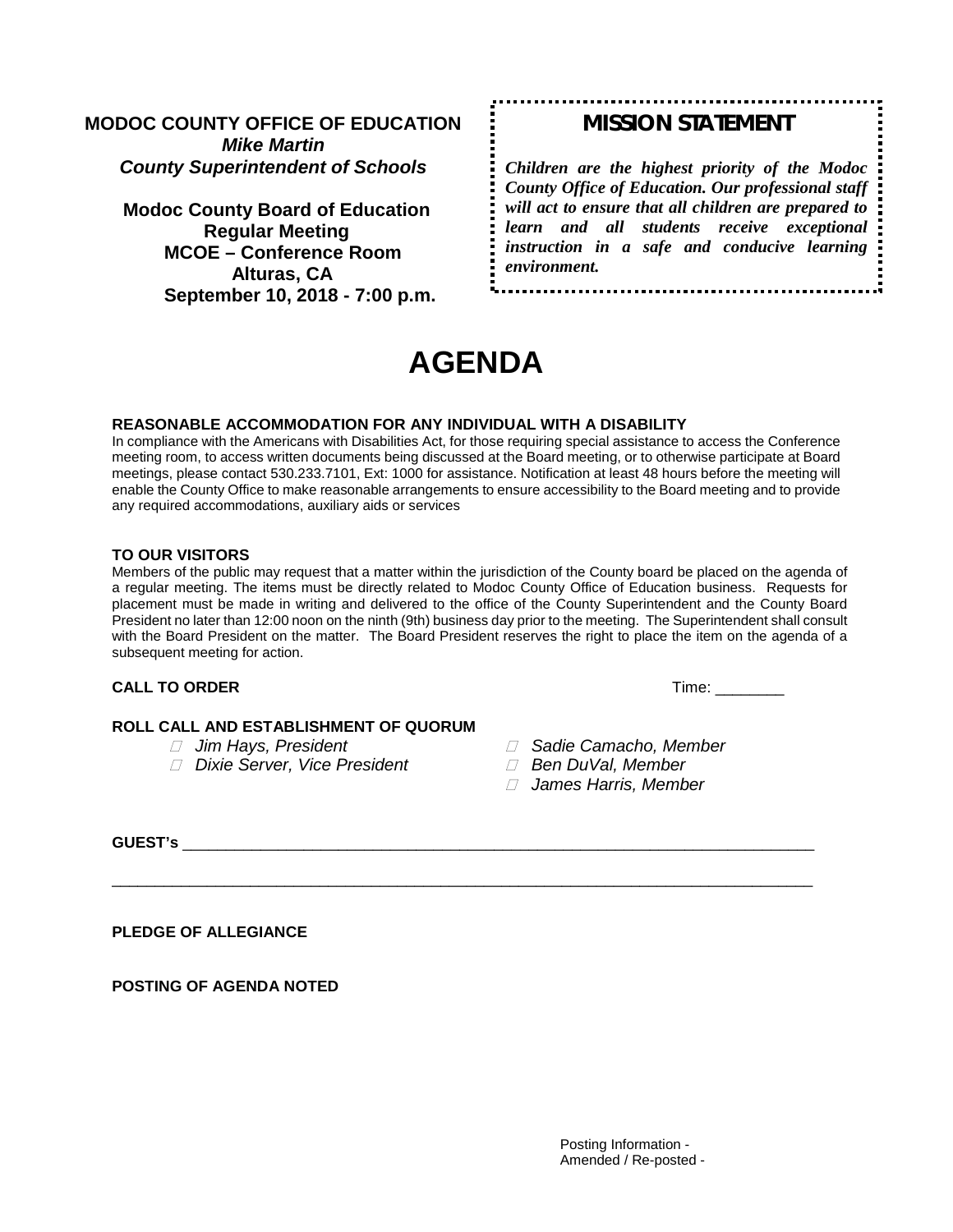**MODOC COUNTY OFFICE OF EDUCATION**
***Mike Martin***
***County Superintendent of Schools***

**Modoc County Board of Education**
**Regular Meeting**
**MCOE – Conference Room**
**Alturas, CA**
**September 10, 2018 - 7:00 p.m.**

## MISSION STATEMENT

***Children are the highest priority of the Modoc County Office of Education. Our professional staff will act to ensure that all children are prepared to learn and all students receive exceptional instruction in a safe and conducive learning environment.***

# AGENDA

**REASONABLE ACCOMMODATION FOR ANY INDIVIDUAL WITH A DISABILITY**

In compliance with the Americans with Disabilities Act, for those requiring special assistance to access the Conference meeting room, to access written documents being discussed at the Board meeting, or to otherwise participate at Board meetings, please contact 530.233.7101, Ext: 1000 for assistance. Notification at least 48 hours before the meeting will enable the County Office to make reasonable arrangements to ensure accessibility to the Board meeting and to provide any required accommodations, auxiliary aids or services

**TO OUR VISITORS**

Members of the public may request that a matter within the jurisdiction of the County board be placed on the agenda of a regular meeting. The items must be directly related to Modoc County Office of Education business. Requests for placement must be made in writing and delivered to the office of the County Superintendent and the County Board President no later than 12:00 noon on the ninth (9th) business day prior to the meeting. The Superintendent shall consult with the Board President on the matter. The Board President reserves the right to place the item on the agenda of a subsequent meeting for action.

**CALL TO ORDER** Time: ________

**ROLL CALL AND ESTABLISHMENT OF QUORUM**

- *Jim Hays, President*
- *Dixie Server, Vice President*
- *Sadie Camacho, Member*
- *Ben DuVal, Member*
- *James Harris, Member*

**GUEST's** ____________________________________________________________________________

____________________________________________________________________________________

**PLEDGE OF ALLEGIANCE**

**POSTING OF AGENDA NOTED**

Posting Information -
Amended / Re-posted -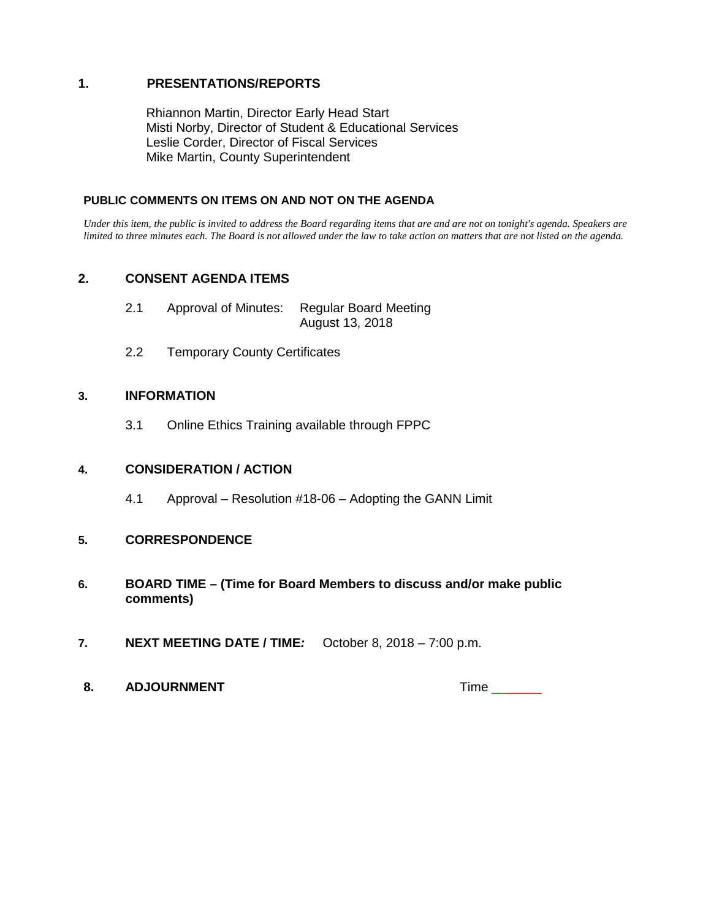## 1. PRESENTATIONS/REPORTS

Rhiannon Martin, Director Early Head Start
Misti Norby, Director of Student & Educational Services
Leslie Corder, Director of Fiscal Services
Mike Martin, County Superintendent

### PUBLIC COMMENTS ON ITEMS ON AND NOT ON THE AGENDA

*Under this item, the public is invited to address the Board regarding items that are and are not on tonight's agenda. Speakers are limited to three minutes each. The Board is not allowed under the law to take action on matters that are not listed on the agenda.*

## 2. CONSENT AGENDA ITEMS

2.1 Approval of Minutes: Regular Board Meeting August 13, 2018

2.2 Temporary County Certificates

## 3. INFORMATION

3.1 Online Ethics Training available through FPPC

## 4. CONSIDERATION / ACTION

4.1 Approval – Resolution #18-06 – Adopting the GANN Limit

## 5. CORRESPONDENCE

## 6. BOARD TIME – (Time for Board Members to discuss and/or make public comments)

## 7. NEXT MEETING DATE / TIME: October 8, 2018 – 7:00 p.m.

## 8. ADJOURNMENT

Time _______